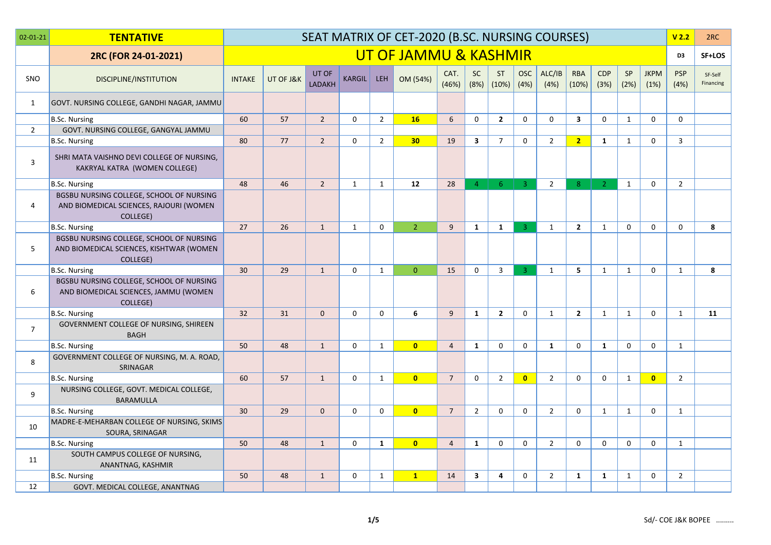| 02-01-21 | TENTATIVE | SEAT MATRIX OF CET-2020 (B.SC. NURSING COURSES) | | | | | | | | | | | | | | | | V 2.2 | 2RC |
|---|---|---|---|---|---|---|---|---|---|---|---|---|---|---|---|---|---|---|---|
| | 2RC (FOR 24-01-2021) | UT OF JAMMU & KASHMIR | | | | | | | | | | | | | | | | D3 | SF+LOS |
| SNO | DISCIPLINE/INSTITUTION | INTAKE | UT OF J&K | UT OF LADAKH | KARGIL | LEH | OM (54%) | CAT. (46%) | SC (8%) | ST (10%) | OSC (4%) | ALC/IB (4%) | RBA (10%) | CDP (3%) | SP (2%) | JKPM (1%) | PSP (4%) | SF-Self Financing | |
| 1 | GOVT. NURSING COLLEGE, GANDHI NAGAR, JAMMU | | | | | | | | | | | | | | | | | | |
| | B.Sc. Nursing | 60 | 57 | 2 | 0 | 2 | 16 | 6 | 0 | 2 | 0 | 0 | 3 | 0 | 1 | 0 | 0 | | |
| 2 | GOVT. NURSING COLLEGE, GANGYAL JAMMU | | | | | | | | | | | | | | | | | | |
| | B.Sc. Nursing | 80 | 77 | 2 | 0 | 2 | 30 | 19 | 3 | 7 | 0 | 2 | 2 | 1 | 1 | 0 | 3 | | |
| 3 | SHRI MATA VAISHNO DEVI COLLEGE OF NURSING, KAKRYAL KATRA (WOMEN COLLEGE) | | | | | | | | | | | | | | | | | | |
| | B.Sc. Nursing | 48 | 46 | 2 | 1 | 1 | 12 | 28 | 4 | 6 | 3 | 2 | 8 | 2 | 1 | 0 | 2 | | |
| 4 | BGSBU NURSING COLLEGE, SCHOOL OF NURSING AND BIOMEDICAL SCIENCES, RAJOURI (WOMEN COLLEGE) | | | | | | | | | | | | | | | | | | |
| | B.Sc. Nursing | 27 | 26 | 1 | 1 | 0 | 2 | 9 | 1 | 1 | 3 | 1 | 2 | 1 | 0 | 0 | 0 | 8 | |
| 5 | BGSBU NURSING COLLEGE, SCHOOL OF NURSING AND BIOMEDICAL SCIENCES, KISHTWAR (WOMEN COLLEGE) | | | | | | | | | | | | | | | | | | |
| | B.Sc. Nursing | 30 | 29 | 1 | 0 | 1 | 0 | 15 | 0 | 3 | 3 | 1 | 5 | 1 | 1 | 0 | 1 | 8 | |
| 6 | BGSBU NURSING COLLEGE, SCHOOL OF NURSING AND BIOMEDICAL SCIENCES, JAMMU (WOMEN COLLEGE) | | | | | | | | | | | | | | | | | | |
| | B.Sc. Nursing | 32 | 31 | 0 | 0 | 0 | 6 | 9 | 1 | 2 | 0 | 1 | 2 | 1 | 1 | 0 | 1 | 11 | |
| 7 | GOVERNMENT COLLEGE OF NURSING, SHIREEN BAGH | | | | | | | | | | | | | | | | | | |
| | B.Sc. Nursing | 50 | 48 | 1 | 0 | 1 | 0 | 4 | 1 | 0 | 0 | 1 | 0 | 1 | 0 | 0 | 1 | | |
| 8 | GOVERNMENT COLLEGE OF NURSING, M. A. ROAD, SRINAGAR | | | | | | | | | | | | | | | | | | |
| | B.Sc. Nursing | 60 | 57 | 1 | 0 | 1 | 0 | 7 | 0 | 2 | 0 | 2 | 0 | 0 | 1 | 0 | 2 | | |
| 9 | NURSING COLLEGE, GOVT. MEDICAL COLLEGE, BARAMULLA | | | | | | | | | | | | | | | | | | |
| | B.Sc. Nursing | 30 | 29 | 0 | 0 | 0 | 0 | 7 | 2 | 0 | 0 | 2 | 0 | 1 | 1 | 0 | 1 | | |
| 10 | MADRE-E-MEHARBAN COLLEGE OF NURSING, SKIMS SOURA, SRINAGAR | | | | | | | | | | | | | | | | | | |
| | B.Sc. Nursing | 50 | 48 | 1 | 0 | 1 | 0 | 4 | 1 | 0 | 0 | 2 | 0 | 0 | 0 | 0 | 1 | | |
| 11 | SOUTH CAMPUS COLLEGE OF NURSING, ANANTNAG, KASHMIR | | | | | | | | | | | | | | | | | | |
| | B.Sc. Nursing | 50 | 48 | 1 | 0 | 1 | 1 | 14 | 3 | 4 | 0 | 2 | 1 | 1 | 1 | 0 | 2 | | |
| 12 | GOVT. MEDICAL COLLEGE, ANANTNAG | | | | | | | | | | | | | | | | | | |

Sd/- COE J&K BOPEE .........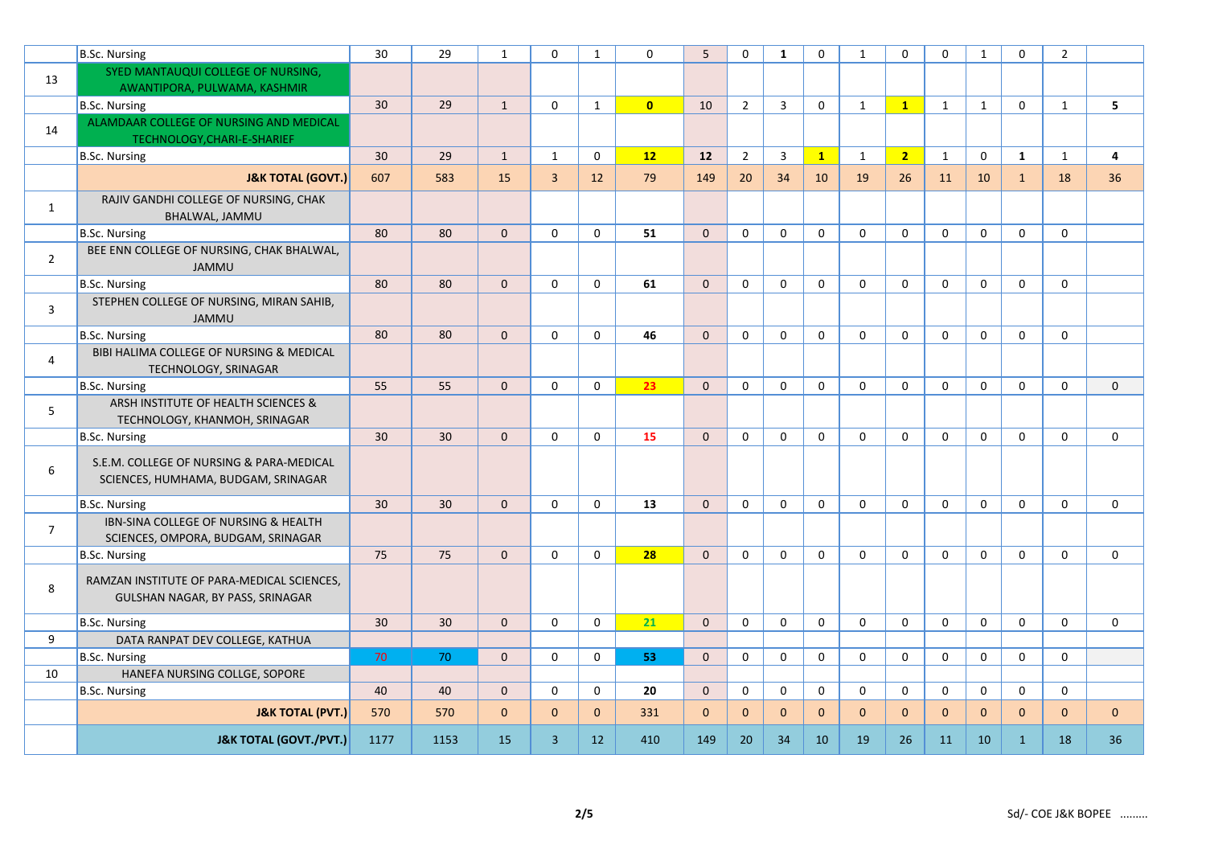| | | | | | | | | | | | | | | | | | | |
|---|---|---|---|---|---|---|---|---|---|---|---|---|---|---|---|---|---|---|
| | B.Sc. Nursing | 30 | 29 | 1 | 0 | 1 | 0 | 5 | 0 | **1** | 0 | 1 | 0 | 0 | 1 | 0 | 2 | |
| 13 | SYED MANTAUQUI COLLEGE OF NURSING, AWANTIPORA, PULWAMA, KASHMIR | | | | | | | | | | | | | | | | | |
| | B.Sc. Nursing | 30 | 29 | 1 | 0 | 1 | **0** | 10 | 2 | 3 | 0 | 1 | **1** | 1 | 1 | 0 | 1 | **5** |
| 14 | ALAMDAAR COLLEGE OF NURSING AND MEDICAL TECHNOLOGY,CHARI-E-SHARIEF | | | | | | | | | | | | | | | | | |
| | B.Sc. Nursing | 30 | 29 | 1 | 1 | 0 | **12** | 12 | 2 | 3 | **1** | 1 | **2** | 1 | 0 | **1** | 1 | **4** |
| | **J&K TOTAL (GOVT.)** | 607 | 583 | 15 | 3 | 12 | 79 | 149 | 20 | 34 | 10 | 19 | 26 | 11 | 10 | 1 | 18 | 36 |
| 1 | RAJIV GANDHI COLLEGE OF NURSING, CHAK BHALWAL, JAMMU | | | | | | | | | | | | | | | | | |
| | B.Sc. Nursing | 80 | 80 | 0 | 0 | 0 | **51** | 0 | 0 | 0 | 0 | 0 | 0 | 0 | 0 | 0 | 0 | |
| 2 | BEE ENN COLLEGE OF NURSING, CHAK BHALWAL, JAMMU | | | | | | | | | | | | | | | | | |
| | B.Sc. Nursing | 80 | 80 | 0 | 0 | 0 | **61** | 0 | 0 | 0 | 0 | 0 | 0 | 0 | 0 | 0 | 0 | |
| 3 | STEPHEN COLLEGE OF NURSING, MIRAN SAHIB, JAMMU | | | | | | | | | | | | | | | | | |
| | B.Sc. Nursing | 80 | 80 | 0 | 0 | 0 | **46** | 0 | 0 | 0 | 0 | 0 | 0 | 0 | 0 | 0 | 0 | |
| 4 | BIBI HALIMA COLLEGE OF NURSING & MEDICAL TECHNOLOGY, SRINAGAR | | | | | | | | | | | | | | | | | |
| | B.Sc. Nursing | 55 | 55 | 0 | 0 | 0 | **23** | 0 | 0 | 0 | 0 | 0 | 0 | 0 | 0 | 0 | 0 | 0 |
| 5 | ARSH INSTITUTE OF HEALTH SCIENCES & TECHNOLOGY, KHANMOH, SRINAGAR | | | | | | | | | | | | | | | | | |
| | B.Sc. Nursing | 30 | 30 | 0 | 0 | 0 | **15** | 0 | 0 | 0 | 0 | 0 | 0 | 0 | 0 | 0 | 0 | 0 |
| 6 | S.E.M. COLLEGE OF NURSING & PARA-MEDICAL SCIENCES, HUMHAMA, BUDGAM, SRINAGAR | | | | | | | | | | | | | | | | | |
| | B.Sc. Nursing | 30 | 30 | 0 | 0 | 0 | **13** | 0 | 0 | 0 | 0 | 0 | 0 | 0 | 0 | 0 | 0 | 0 |
| 7 | IBN-SINA COLLEGE OF NURSING & HEALTH SCIENCES, OMPORA, BUDGAM, SRINAGAR | | | | | | | | | | | | | | | | | |
| | B.Sc. Nursing | 75 | 75 | 0 | 0 | 0 | **28** | 0 | 0 | 0 | 0 | 0 | 0 | 0 | 0 | 0 | 0 | 0 |
| 8 | RAMZAN INSTITUTE OF PARA-MEDICAL SCIENCES, GULSHAN NAGAR, BY PASS, SRINAGAR | | | | | | | | | | | | | | | | | |
| | B.Sc. Nursing | 30 | 30 | 0 | 0 | 0 | **21** | 0 | 0 | 0 | 0 | 0 | 0 | 0 | 0 | 0 | 0 | 0 |
| 9 | DATA RANPAT DEV COLLEGE, KATHUA | | | | | | | | | | | | | | | | | |
| | B.Sc. Nursing | 70 | 70 | 0 | 0 | 0 | **53** | 0 | 0 | 0 | 0 | 0 | 0 | 0 | 0 | 0 | 0 | |
| 10 | HANEFA NURSING COLLGE, SOPORE | | | | | | | | | | | | | | | | | |
| | B.Sc. Nursing | 40 | 40 | 0 | 0 | 0 | **20** | 0 | 0 | 0 | 0 | 0 | 0 | 0 | 0 | 0 | 0 | |
| | **J&K TOTAL (PVT.)** | 570 | 570 | 0 | 0 | 0 | 331 | 0 | 0 | 0 | 0 | 0 | 0 | 0 | 0 | 0 | 0 | 0 |
| | **J&K TOTAL (GOVT./PVT.)** | 1177 | 1153 | 15 | 3 | 12 | 410 | 149 | 20 | 34 | 10 | 19 | 26 | 11 | 10 | 1 | 18 | 36 |

Sd/- COE J&K BOPEE .........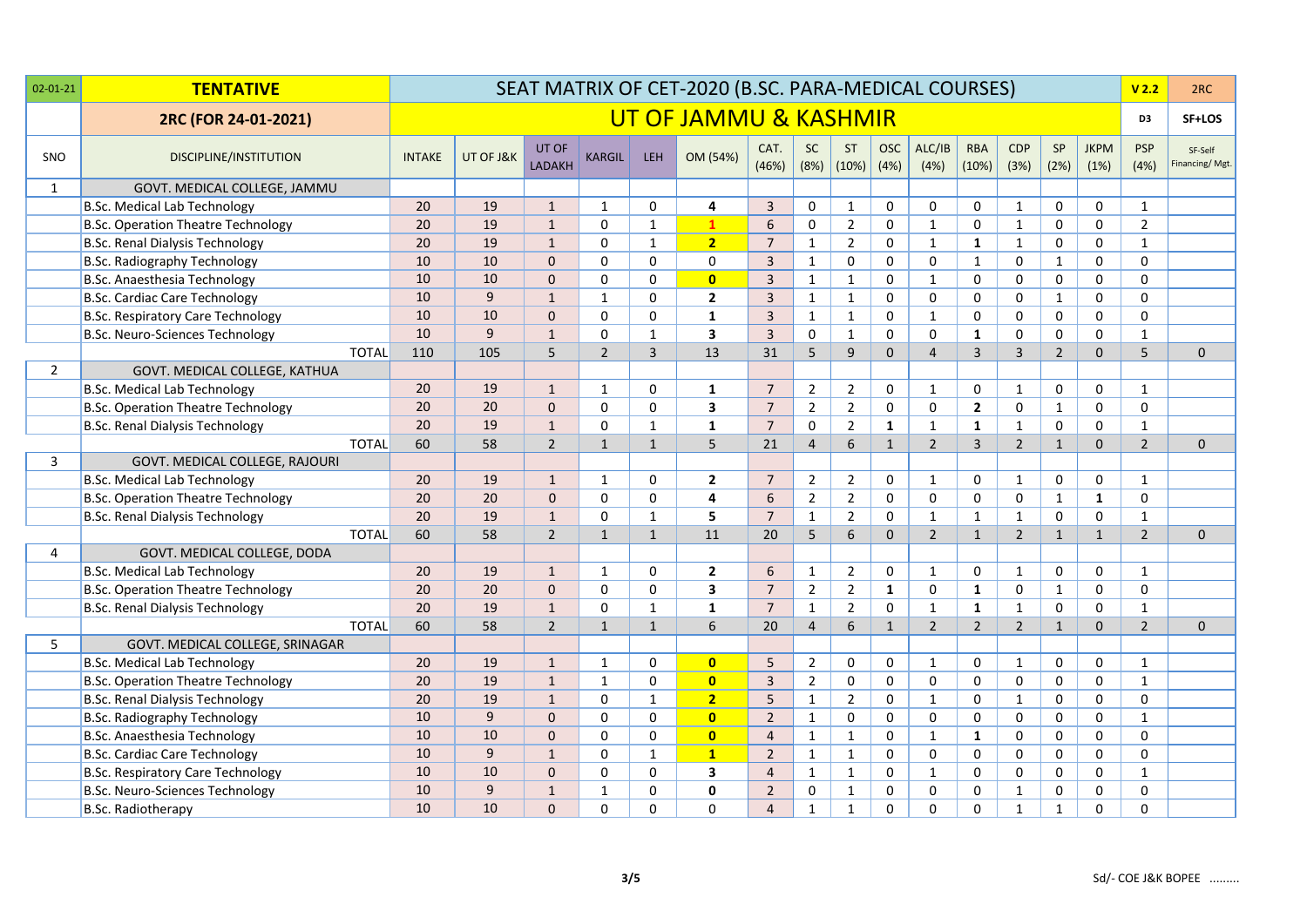| 02-01-21 | **TENTATIVE** | SEAT MATRIX OF CET-2020 (B.SC. PARA-MEDICAL COURSES) | | | | | | | | | | | | | | | **V 2.2** | 2RC |
|---|---|---|---|---|---|---|---|---|---|---|---|---|---|---|---|---|---|---|
| | **2RC (FOR 24-01-2021)** | **UT OF JAMMU & KASHMIR** | | | | | | | | | | | | | | | **D3** | **SF+LOS** |
| SNO | DISCIPLINE/INSTITUTION | INTAKE | UT OF J&K | UT OF LADAKH | KARGIL | LEH | OM (54%) | CAT. (46%) | SC (8%) | ST (10%) | OSC (4%) | ALC/IB (4%) | RBA (10%) | CDP (3%) | SP (2%) | JKPM (1%) | PSP (4%) | SF-Self Financing/ Mgt. |
| 1 | GOVT. MEDICAL COLLEGE, JAMMU | | | | | | | | | | | | | | | | | |
| | B.Sc. Medical Lab Technology | 20 | 19 | 1 | 1 | 0 | **4** | 3 | 0 | 1 | 0 | 0 | 0 | 1 | 0 | 0 | 1 | |
| | B.Sc. Operation Theatre Technology | 20 | 19 | 1 | 0 | 1 | **1** | 6 | 0 | 2 | 0 | 1 | 0 | 1 | 0 | 0 | 2 | |
| | B.Sc. Renal Dialysis Technology | 20 | 19 | 1 | 0 | 1 | **2** | 7 | 1 | 2 | 0 | 1 | **1** | 1 | 0 | 0 | 1 | |
| | B.Sc. Radiography Technology | 10 | 10 | 0 | 0 | 0 | 0 | 3 | 1 | 0 | 0 | 0 | 1 | 0 | 1 | 0 | 0 | |
| | B.Sc. Anaesthesia Technology | 10 | 10 | 0 | 0 | 0 | **0** | 3 | 1 | 1 | 0 | 1 | 0 | 0 | 0 | 0 | 0 | |
| | B.Sc. Cardiac Care Technology | 10 | 9 | 1 | 1 | 0 | **2** | 3 | 1 | 1 | 0 | 0 | 0 | 0 | 1 | 0 | 0 | |
| | B.Sc. Respiratory Care Technology | 10 | 10 | 0 | 0 | 0 | **1** | 3 | 1 | 1 | 0 | 1 | 0 | 0 | 0 | 0 | 0 | |
| | B.Sc. Neuro-Sciences Technology | 10 | 9 | 1 | 0 | 1 | **3** | 3 | 0 | 1 | 0 | 0 | **1** | 0 | 0 | 0 | 1 | |
| | TOTAL | 110 | 105 | 5 | 2 | 3 | 13 | 31 | 5 | 9 | 0 | 4 | 3 | 3 | 2 | 0 | 5 | 0 |
| 2 | GOVT. MEDICAL COLLEGE, KATHUA | | | | | | | | | | | | | | | | | |
| | B.Sc. Medical Lab Technology | 20 | 19 | 1 | 1 | 0 | **1** | 7 | 2 | 2 | 0 | 1 | 0 | 1 | 0 | 0 | 1 | |
| | B.Sc. Operation Theatre Technology | 20 | 20 | 0 | 0 | 0 | **3** | 7 | 2 | 2 | 0 | 0 | **2** | 0 | 1 | 0 | 0 | |
| | B.Sc. Renal Dialysis Technology | 20 | 19 | 1 | 0 | 1 | **1** | 7 | 0 | 2 | **1** | 1 | **1** | 1 | 0 | 0 | 1 | |
| | TOTAL | 60 | 58 | 2 | 1 | 1 | 5 | 21 | 4 | 6 | 1 | 2 | 3 | 2 | 1 | 0 | 2 | 0 |
| 3 | GOVT. MEDICAL COLLEGE, RAJOURI | | | | | | | | | | | | | | | | | |
| | B.Sc. Medical Lab Technology | 20 | 19 | 1 | 1 | 0 | **2** | 7 | 2 | 2 | 0 | 1 | 0 | 1 | 0 | 0 | 1 | |
| | B.Sc. Operation Theatre Technology | 20 | 20 | 0 | 0 | 0 | **4** | 6 | 2 | 2 | 0 | 0 | 0 | 0 | 1 | **1** | 0 | |
| | B.Sc. Renal Dialysis Technology | 20 | 19 | 1 | 0 | 1 | **5** | 7 | 1 | 2 | 0 | 1 | 1 | 1 | 0 | 0 | 1 | |
| | TOTAL | 60 | 58 | 2 | 1 | 1 | 11 | 20 | 5 | 6 | 0 | 2 | 1 | 2 | 1 | 1 | 2 | 0 |
| 4 | GOVT. MEDICAL COLLEGE, DODA | | | | | | | | | | | | | | | | | |
| | B.Sc. Medical Lab Technology | 20 | 19 | 1 | 1 | 0 | **2** | 6 | 1 | 2 | 0 | 1 | 0 | 1 | 0 | 0 | 1 | |
| | B.Sc. Operation Theatre Technology | 20 | 20 | 0 | 0 | 0 | **3** | 7 | 2 | 2 | **1** | 0 | **1** | 0 | 1 | 0 | 0 | |
| | B.Sc. Renal Dialysis Technology | 20 | 19 | 1 | 0 | 1 | **1** | 7 | 1 | 2 | 0 | 1 | **1** | 1 | 0 | 0 | 1 | |
| | TOTAL | 60 | 58 | 2 | 1 | 1 | 6 | 20 | 4 | 6 | 1 | 2 | 2 | 2 | 1 | 0 | 2 | 0 |
| 5 | GOVT. MEDICAL COLLEGE, SRINAGAR | | | | | | | | | | | | | | | | | |
| | B.Sc. Medical Lab Technology | 20 | 19 | 1 | 1 | 0 | **0** | 5 | 2 | 0 | 0 | 1 | 0 | 1 | 0 | 0 | 1 | |
| | B.Sc. Operation Theatre Technology | 20 | 19 | 1 | 1 | 0 | **0** | 3 | 2 | 0 | 0 | 0 | 0 | 0 | 0 | 0 | 1 | |
| | B.Sc. Renal Dialysis Technology | 20 | 19 | 1 | 0 | 1 | **2** | 5 | 1 | 2 | 0 | 1 | 0 | 1 | 0 | 0 | 0 | |
| | B.Sc. Radiography Technology | 10 | 9 | 0 | 0 | 0 | **0** | 2 | 1 | 0 | 0 | 0 | 0 | 0 | 0 | 0 | 1 | |
| | B.Sc. Anaesthesia Technology | 10 | 10 | 0 | 0 | 0 | **0** | 4 | 1 | 1 | 0 | 1 | **1** | 0 | 0 | 0 | 0 | |
| | B.Sc. Cardiac Care Technology | 10 | 9 | 1 | 0 | 1 | **1** | 2 | 1 | 1 | 0 | 0 | 0 | 0 | 0 | 0 | 0 | |
| | B.Sc. Respiratory Care Technology | 10 | 10 | 0 | 0 | 0 | **3** | 4 | 1 | 1 | 0 | 1 | 0 | 0 | 0 | 0 | 1 | |
| | B.Sc. Neuro-Sciences Technology | 10 | 9 | 1 | 1 | 0 | **0** | 2 | 0 | 1 | 0 | 0 | 0 | 1 | 0 | 0 | 0 | |
| | B.Sc. Radiotherapy | 10 | 10 | 0 | 0 | 0 | 0 | 4 | 1 | 1 | 0 | 0 | 0 | 1 | 1 | 0 | 0 | |

Sd/- COE J&K BOPEE .........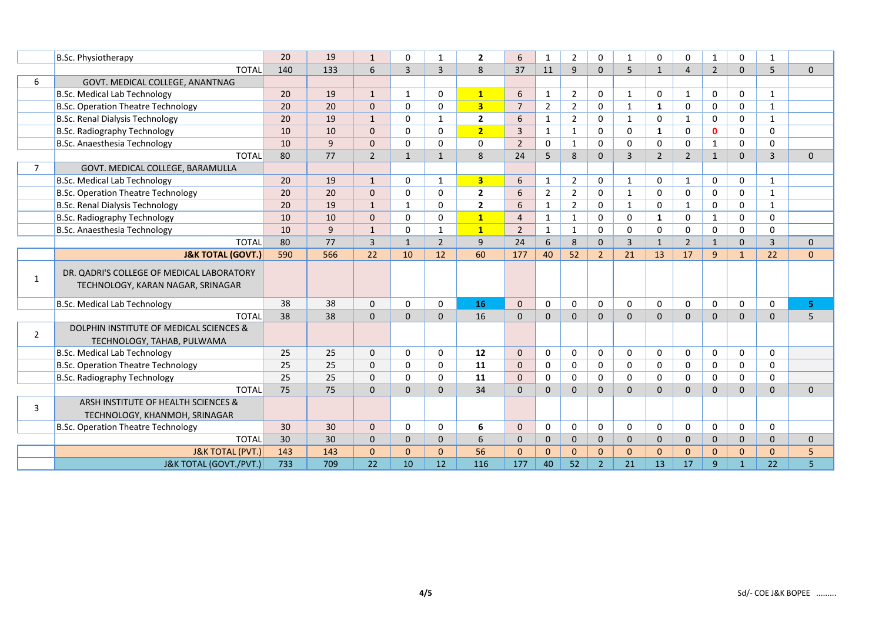| | | | | | | | | | | | | | | | | | | |
|---|---|---|---|---|---|---|---|---|---|---|---|---|---|---|---|---|---|---|
| | B.Sc. Physiotherapy | 20 | 19 | 1 | 0 | 1 | **2** | 6 | 1 | 2 | 0 | 1 | 0 | 0 | 1 | 0 | 1 | |
| | TOTAL | 140 | 133 | 6 | 3 | 3 | 8 | 37 | 11 | 9 | 0 | 5 | 1 | 4 | 2 | 0 | 5 | 0 |
| 6 | GOVT. MEDICAL COLLEGE, ANANTNAG | | | | | | | | | | | | | | | | | |
| | B.Sc. Medical Lab Technology | 20 | 19 | 1 | 1 | 0 | **1** | 6 | 1 | 2 | 0 | 1 | 0 | 1 | 0 | 0 | 1 | |
| | B.Sc. Operation Theatre Technology | 20 | 20 | 0 | 0 | 0 | **3** | 7 | 2 | 2 | 0 | 1 | **1** | 0 | 0 | 0 | 1 | |
| | B.Sc. Renal Dialysis Technology | 20 | 19 | 1 | 0 | 1 | **2** | 6 | 1 | 2 | 0 | 1 | 0 | 1 | 0 | 0 | 1 | |
| | B.Sc. Radiography Technology | 10 | 10 | 0 | 0 | 0 | **2** | 3 | 1 | 1 | 0 | 0 | **1** | 0 | **0** | 0 | 0 | |
| | B.Sc. Anaesthesia Technology | 10 | 9 | 0 | 0 | 0 | 0 | 2 | 0 | 1 | 0 | 0 | 0 | 0 | 1 | 0 | 0 | |
| | TOTAL | 80 | 77 | 2 | 1 | 1 | 8 | 24 | 5 | 8 | 0 | 3 | 2 | 2 | 1 | 0 | 3 | 0 |
| 7 | GOVT. MEDICAL COLLEGE, BARAMULLA | | | | | | | | | | | | | | | | | |
| | B.Sc. Medical Lab Technology | 20 | 19 | 1 | 0 | 1 | **3** | 6 | 1 | 2 | 0 | 1 | 0 | 1 | 0 | 0 | 1 | |
| | B.Sc. Operation Theatre Technology | 20 | 20 | 0 | 0 | 0 | **2** | 6 | 2 | 2 | 0 | 1 | 0 | 0 | 0 | 0 | 1 | |
| | B.Sc. Renal Dialysis Technology | 20 | 19 | 1 | 1 | 0 | **2** | 6 | 1 | 2 | 0 | 1 | 0 | 1 | 0 | 0 | 1 | |
| | B.Sc. Radiography Technology | 10 | 10 | 0 | 0 | 0 | **1** | 4 | 1 | 1 | 0 | 0 | **1** | 0 | 1 | 0 | 0 | |
| | B.Sc. Anaesthesia Technology | 10 | 9 | 1 | 0 | 1 | **1** | 2 | 1 | 1 | 0 | 0 | 0 | 0 | 0 | 0 | 0 | |
| | TOTAL | 80 | 77 | 3 | 1 | 2 | 9 | 24 | 6 | 8 | 0 | 3 | 1 | 2 | 1 | 0 | 3 | 0 |
| | **J&K TOTAL (GOVT.)** | 590 | 566 | 22 | 10 | 12 | 60 | 177 | 40 | 52 | 2 | 21 | 13 | 17 | 9 | 1 | 22 | 0 |
| 1 | DR. QADRI'S COLLEGE OF MEDICAL LABORATORY TECHNOLOGY, KARAN NAGAR, SRINAGAR | | | | | | | | | | | | | | | | | |
| | B.Sc. Medical Lab Technology | 38 | 38 | 0 | 0 | 0 | **16** | 0 | 0 | 0 | 0 | 0 | 0 | 0 | 0 | 0 | 0 | **5** |
| | TOTAL | 38 | 38 | 0 | 0 | 0 | 16 | 0 | 0 | 0 | 0 | 0 | 0 | 0 | 0 | 0 | 0 | 5 |
| 2 | DOLPHIN INSTITUTE OF MEDICAL SCIENCES & TECHNOLOGY, TAHAB, PULWAMA | | | | | | | | | | | | | | | | | |
| | B.Sc. Medical Lab Technology | 25 | 25 | 0 | 0 | 0 | **12** | 0 | 0 | 0 | 0 | 0 | 0 | 0 | 0 | 0 | 0 | |
| | B.Sc. Operation Theatre Technology | 25 | 25 | 0 | 0 | 0 | **11** | 0 | 0 | 0 | 0 | 0 | 0 | 0 | 0 | 0 | 0 | |
| | B.Sc. Radiography Technology | 25 | 25 | 0 | 0 | 0 | **11** | 0 | 0 | 0 | 0 | 0 | 0 | 0 | 0 | 0 | 0 | |
| | TOTAL | 75 | 75 | 0 | 0 | 0 | 34 | 0 | 0 | 0 | 0 | 0 | 0 | 0 | 0 | 0 | 0 | 0 |
| 3 | ARSH INSTITUTE OF HEALTH SCIENCES & TECHNOLOGY, KHANMOH, SRINAGAR | | | | | | | | | | | | | | | | | |
| | B.Sc. Operation Theatre Technology | 30 | 30 | 0 | 0 | 0 | **6** | 0 | 0 | 0 | 0 | 0 | 0 | 0 | 0 | 0 | 0 | |
| | TOTAL | 30 | 30 | 0 | 0 | 0 | 6 | 0 | 0 | 0 | 0 | 0 | 0 | 0 | 0 | 0 | 0 | 0 |
| | J&K TOTAL (PVT.) | 143 | 143 | 0 | 0 | 0 | 56 | 0 | 0 | 0 | 0 | 0 | 0 | 0 | 0 | 0 | 0 | 5 |
| | J&K TOTAL (GOVT./PVT.) | 733 | 709 | 22 | 10 | 12 | 116 | 177 | 40 | 52 | 2 | 21 | 13 | 17 | 9 | 1 | 22 | 5 |

Sd/- COE J&K BOPEE .........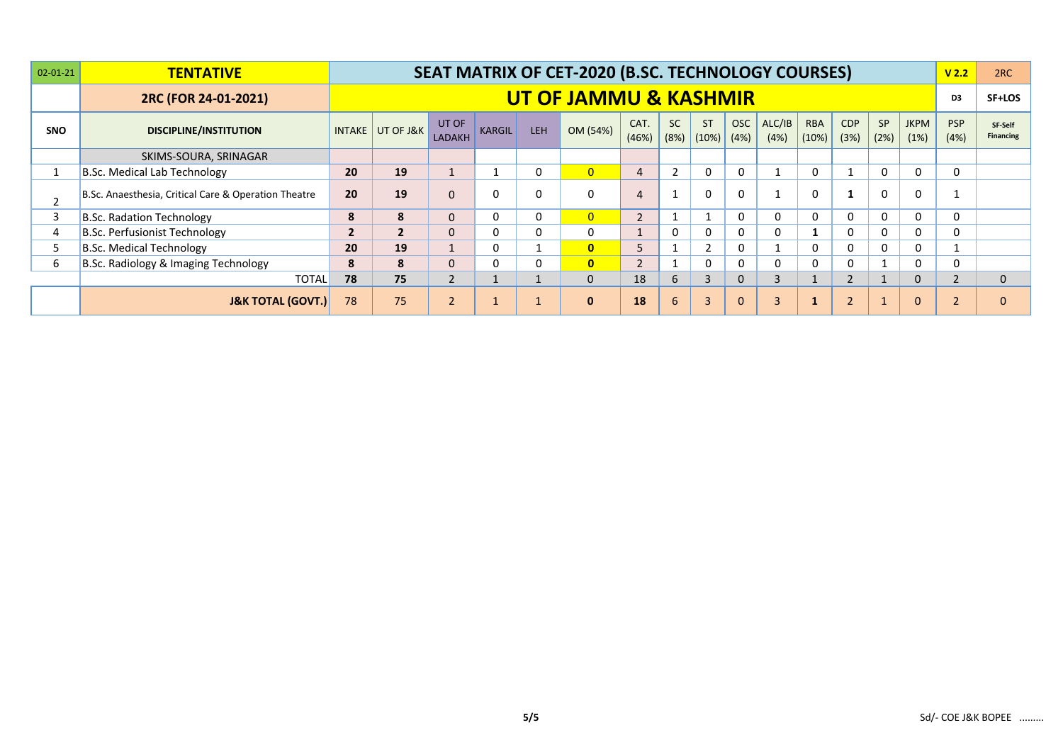| 02-01-21 | TENTATIVE | SEAT MATRIX OF CET-2020 (B.SC. TECHNOLOGY COURSES) | | | | | | | | | | | | | | | V 2.2 | 2RC |
|---|---|---|---|---|---|---|---|---|---|---|---|---|---|---|---|---|---|---|
| | 2RC (FOR 24-01-2021) | UT OF JAMMU & KASHMIR | | | | | | | | | | | | | | | D3 | SF+LOS |
| SNO | DISCIPLINE/INSTITUTION | INTAKE | UT OF J&K | UT OF LADAKH | KARGIL | LEH | OM (54%) | CAT. (46%) | SC (8%) | ST (10%) | OSC (4%) | ALC/IB (4%) | RBA (10%) | CDP (3%) | SP (2%) | JKPM (1%) | PSP (4%) | SF-Self Financing |
| | SKIMS-SOURA, SRINAGAR | | | | | | | | | | | | | | | | | |
| 1 | B.Sc. Medical Lab Technology | 20 | 19 | 1 | 1 | 0 | 0 | 4 | 2 | 0 | 0 | 1 | 0 | 1 | 0 | 0 | 0 | |
| 2 | B.Sc. Anaesthesia, Critical Care & Operation Theatre | 20 | 19 | 0 | 0 | 0 | 0 | 4 | 1 | 0 | 0 | 1 | 0 | 1 | 0 | 0 | 1 | |
| 3 | B.Sc. Radation Technology | 8 | 8 | 0 | 0 | 0 | 0 | 2 | 1 | 1 | 0 | 0 | 0 | 0 | 0 | 0 | 0 | |
| 4 | B.Sc. Perfusionist Technology | 2 | 2 | 0 | 0 | 0 | 0 | 1 | 0 | 0 | 0 | 0 | 1 | 0 | 0 | 0 | 0 | |
| 5 | B.Sc. Medical Technology | 20 | 19 | 1 | 0 | 1 | 0 | 5 | 1 | 2 | 0 | 1 | 0 | 0 | 0 | 0 | 1 | |
| 6 | B.Sc. Radiology & Imaging Technology | 8 | 8 | 0 | 0 | 0 | 0 | 2 | 1 | 0 | 0 | 0 | 0 | 0 | 1 | 0 | 0 | |
| | TOTAL | 78 | 75 | 2 | 1 | 1 | 0 | 18 | 6 | 3 | 0 | 3 | 1 | 2 | 1 | 0 | 2 | 0 |
| | J&K TOTAL (GOVT.) | 78 | 75 | 2 | 1 | 1 | 0 | 18 | 6 | 3 | 0 | 3 | 1 | 2 | 1 | 0 | 2 | 0 |

Sd/- COE J&K BOPEE .........